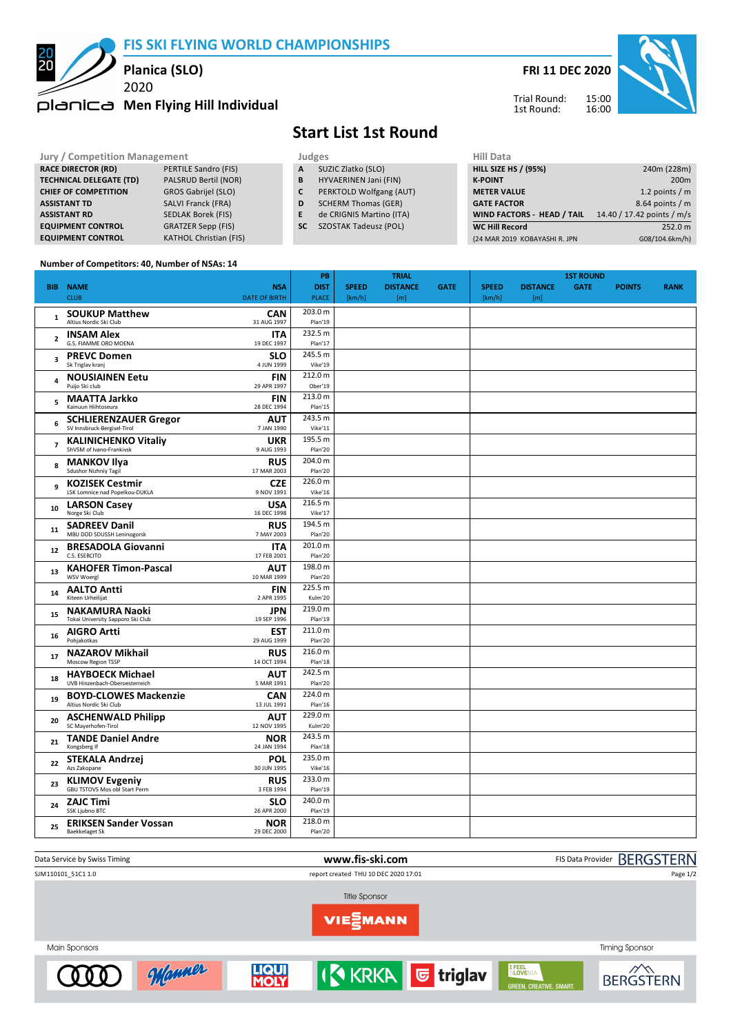# FIS SKI FLYING WORLD CHAMPIONSHIPS

## Planica (SLO)

2020

## Men Flying Hill Individual

**FRI 11 DEC 2020**

Trial Round: 15:00
1st Round: 16:00

# Start List 1st Round

| Jury / Competition Management | |
|---|---|
| RACE DIRECTOR (RD) | PERTILE Sandro (FIS) |
| TECHNICAL DELEGATE (TD) | PALSRUD Bertil (NOR) |
| CHIEF OF COMPETITION | GROS Gabrijel (SLO) |
| ASSISTANT TD | SALVI Franck (FRA) |
| ASSISTANT RD | SEDLAK Borek (FIS) |
| EQUIPMENT CONTROL | GRATZER Sepp (FIS) |
| EQUIPMENT CONTROL | KATHOL Christian (FIS) |

| Judges | |
|---|---|
| A | SUZIC Zlatko (SLO) |
| B | HYVAERINEN Jani (FIN) |
| C | PERKTOLD Wolfgang (AUT) |
| D | SCHERM Thomas (GER) |
| E | de CRIGNIS Martino (ITA) |
| SC | SZOSTAK Tadeusz (POL) |

| Hill Data | |
|---|---|
| HILL SIZE HS / (95%) | 240m (228m) |
| K-POINT | 200m |
| METER VALUE | 1.2 points / m |
| GATE FACTOR | 8.64 points / m |
| WIND FACTORS - HEAD / TAIL | 14.40 / 17.42 points / m/s |
| WC Hill Record | 252.0 m |
| (24 MAR 2019 KOBAYASHI R. JPN | G08/104.6km/h) |

Number of Competitors: 40, Number of NSAs: 14

| BIB | NAME / CLUB | NSA / DATE OF BIRTH | PB DIST / PLACE | TRIAL SPEED [km/h] | TRIAL DISTANCE [m] | TRIAL GATE | 1ST ROUND SPEED [km/h] | 1ST ROUND DISTANCE [m] | 1ST ROUND GATE | POINTS | RANK |
|---|---|---|---|---|---|---|---|---|---|---|---|
| 1 | **SOUKUP Matthew** Altius Nordic Ski Club | **CAN** 31 AUG 1997 | 203.0 m Plan'19 | | | | | | | | |
| 2 | **INSAM Alex** G.S. FIAMME ORO MOENA | **ITA** 19 DEC 1997 | 232.5 m Plan'17 | | | | | | | | |
| 3 | **PREVC Domen** Sk Triglav kranj | **SLO** 4 JUN 1999 | 245.5 m Vike'19 | | | | | | | | |
| 4 | **NOUSIAINEN Eetu** Puijo Ski club | **FIN** 29 APR 1997 | 212.0 m Ober'19 | | | | | | | | |
| 5 | **MAATTA Jarkko** Kainuun Hiihtoseura | **FIN** 28 DEC 1994 | 213.0 m Plan'15 | | | | | | | | |
| 6 | **SCHLIERENZAUER Gregor** SV Innsbruck-Bergisel-Tirol | **AUT** 7 JAN 1990 | 243.5 m Vike'11 | | | | | | | | |
| 7 | **KALINICHENKO Vitaliy** ShVSM of Ivano-Frankivsk | **UKR** 9 AUG 1993 | 195.5 m Plan'20 | | | | | | | | |
| 8 | **MANKOV Ilya** Sdushor Nizhniy Tagil | **RUS** 17 MAR 2003 | 204.0 m Plan'20 | | | | | | | | |
| 9 | **KOZISEK Cestmir** LSK Lomnice nad Popelkou-DUKLA | **CZE** 9 NOV 1991 | 226.0 m Vike'16 | | | | | | | | |
| 10 | **LARSON Casey** Norge Ski Club | **USA** 16 DEC 1998 | 216.5 m Vike'17 | | | | | | | | |
| 11 | **SADREEV Danil** MBU DOD SDUSSH Leninogorsk | **RUS** 7 MAY 2003 | 194.5 m Plan'20 | | | | | | | | |
| 12 | **BRESADOLA Giovanni** C.S. ESERCITO | **ITA** 17 FEB 2001 | 201.0 m Plan'20 | | | | | | | | |
| 13 | **KAHOFER Timon-Pascal** WSV Woergl | **AUT** 10 MAR 1999 | 198.0 m Plan'20 | | | | | | | | |
| 14 | **AALTO Antti** Kiteen Urheilijat | **FIN** 2 APR 1995 | 225.5 m Kulm'20 | | | | | | | | |
| 15 | **NAKAMURA Naoki** Tokai University Sapporo Ski Club | **JPN** 19 SEP 1996 | 219.0 m Plan'19 | | | | | | | | |
| 16 | **AIGRO Artti** Pohjakotkas | **EST** 29 AUG 1999 | 211.0 m Plan'20 | | | | | | | | |
| 17 | **NAZAROV Mikhail** Moscow Region TSSP | **RUS** 14 OCT 1994 | 216.0 m Plan'18 | | | | | | | | |
| 18 | **HAYBOECK Michael** UVB Hinzenbach-Oberoesterreich | **AUT** 5 MAR 1991 | 242.5 m Plan'20 | | | | | | | | |
| 19 | **BOYD-CLOWES Mackenzie** Altius Nordic Ski Club | **CAN** 13 JUL 1991 | 224.0 m Plan'16 | | | | | | | | |
| 20 | **ASCHENWALD Philipp** SC Mayerhofen-Tirol | **AUT** 12 NOV 1995 | 229.0 m Kulm'20 | | | | | | | | |
| 21 | **TANDE Daniel Andre** Kongsberg If | **NOR** 24 JAN 1994 | 243.5 m Plan'18 | | | | | | | | |
| 22 | **STEKALA Andrzej** Azs Zakopane | **POL** 30 JUN 1995 | 235.0 m Vike'16 | | | | | | | | |
| 23 | **KLIMOV Evgeniy** GBU TSTOVS Mos obl Start Perm | **RUS** 3 FEB 1994 | 233.0 m Plan'19 | | | | | | | | |
| 24 | **ZAJC Timi** SSK Ljubno BTC | **SLO** 26 APR 2000 | 240.0 m Plan'19 | | | | | | | | |
| 25 | **ERIKSEN Sander Vossan** Baekkelaget Sk | **NOR** 29 DEC 2000 | 218.0 m Plan'20 | | | | | | | | |

Data Service by Swiss Timing — www.fis-ski.com — FIS Data Provider BERGSTERN

SJM110101_51C1 1.0 — report created THU 10 DEC 2020 17:01

Title Sponsor: VIESMANN

Main Sponsors — Timing Sponsor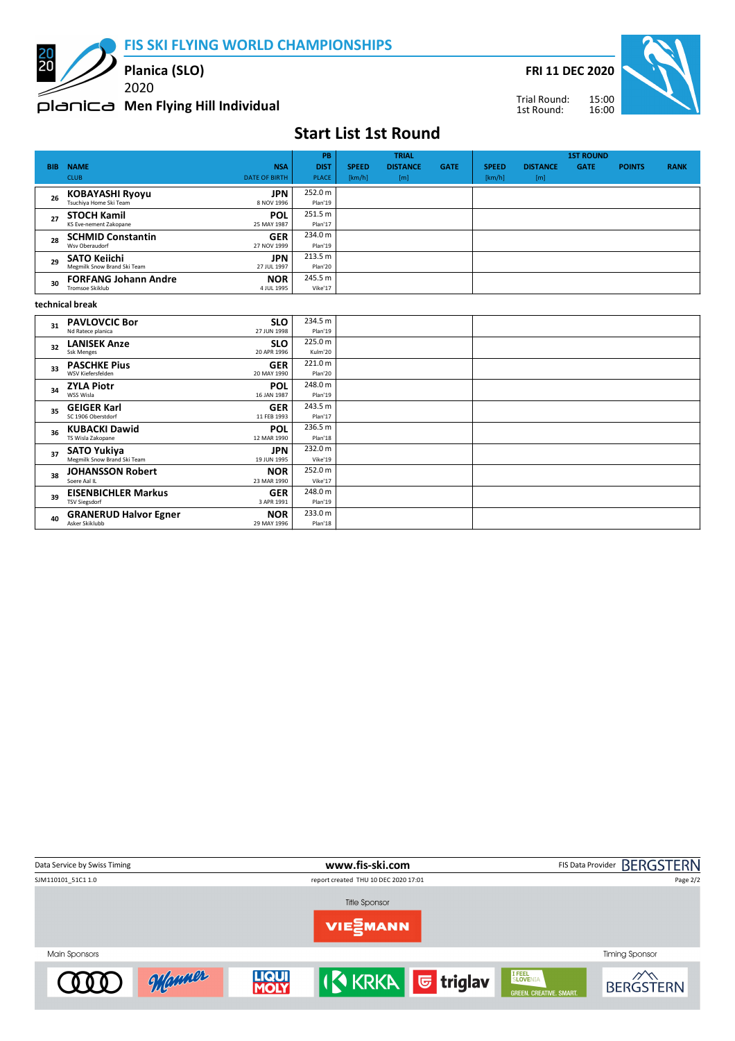# FIS SKI FLYING WORLD CHAMPIONSHIPS

**Planica (SLO)**
2020
**Men Flying Hill Individual**

**FRI 11 DEC 2020**

Trial Round: 15:00
1st Round: 16:00

## Start List 1st Round

| BIB | NAME / CLUB | NSA / DATE OF BIRTH | PB DIST / PLACE | TRIAL SPEED [km/h] | TRIAL DISTANCE [m] | TRIAL GATE | 1ST ROUND SPEED [km/h] | 1ST ROUND DISTANCE [m] | 1ST ROUND GATE | POINTS | RANK |
|---|---|---|---|---|---|---|---|---|---|---|---|
| 26 | **KOBAYASHI Ryoyu** Tsuchiya Home Ski Team | **JPN** 8 NOV 1996 | 252.0 m Plan'19 | | | | | | | | |
| 27 | **STOCH Kamil** KS Eve-nement Zakopane | **POL** 25 MAY 1987 | 251.5 m Plan'17 | | | | | | | | |
| 28 | **SCHMID Constantin** Wsv Oberaudorf | **GER** 27 NOV 1999 | 234.0 m Plan'19 | | | | | | | | |
| 29 | **SATO Keiichi** Megmilk Snow Brand Ski Team | **JPN** 27 JUL 1997 | 213.5 m Plan'20 | | | | | | | | |
| 30 | **FORFANG Johann Andre** Tromsoe Skiklub | **NOR** 4 JUL 1995 | 245.5 m Vike'17 | | | | | | | | |
| | **technical break** | | | | | | | | | | |
| 31 | **PAVLOVCIC Bor** Nd Ratece planica | **SLO** 27 JUN 1998 | 234.5 m Plan'19 | | | | | | | | |
| 32 | **LANISEK Anze** Ssk Menges | **SLO** 20 APR 1996 | 225.0 m Kulm'20 | | | | | | | | |
| 33 | **PASCHKE Pius** WSV Kiefersfelden | **GER** 20 MAY 1990 | 221.0 m Plan'20 | | | | | | | | |
| 34 | **ZYLA Piotr** WSS Wisla | **POL** 16 JAN 1987 | 248.0 m Plan'19 | | | | | | | | |
| 35 | **GEIGER Karl** SC 1906 Oberstdorf | **GER** 11 FEB 1993 | 243.5 m Plan'17 | | | | | | | | |
| 36 | **KUBACKI Dawid** TS Wisla Zakopane | **POL** 12 MAR 1990 | 236.5 m Plan'18 | | | | | | | | |
| 37 | **SATO Yukiya** Megmilk Snow Brand Ski Team | **JPN** 19 JUN 1995 | 232.0 m Vike'19 | | | | | | | | |
| 38 | **JOHANSSON Robert** Soere Aal IL | **NOR** 23 MAR 1990 | 252.0 m Vike'17 | | | | | | | | |
| 39 | **EISENBICHLER Markus** TSV Siegsdorf | **GER** 3 APR 1991 | 248.0 m Plan'19 | | | | | | | | |
| 40 | **GRANERUD Halvor Egner** Asker Skiklubb | **NOR** 29 MAY 1996 | 233.0 m Plan'18 | | | | | | | | |

Data Service by Swiss Timing | www.fis-ski.com | FIS Data Provider BERGSTERN

SJM110101_51C1 1.0 | report created THU 10 DEC 2020 17:01

Title Sponsor: VIESMANN

Main Sponsors: Audi, Manner, LIQUI MOLY, KRKA, triglav, I FEEL SLOVENIA GREEN. CREATIVE. SMART.

Timing Sponsor: BERGSTERN